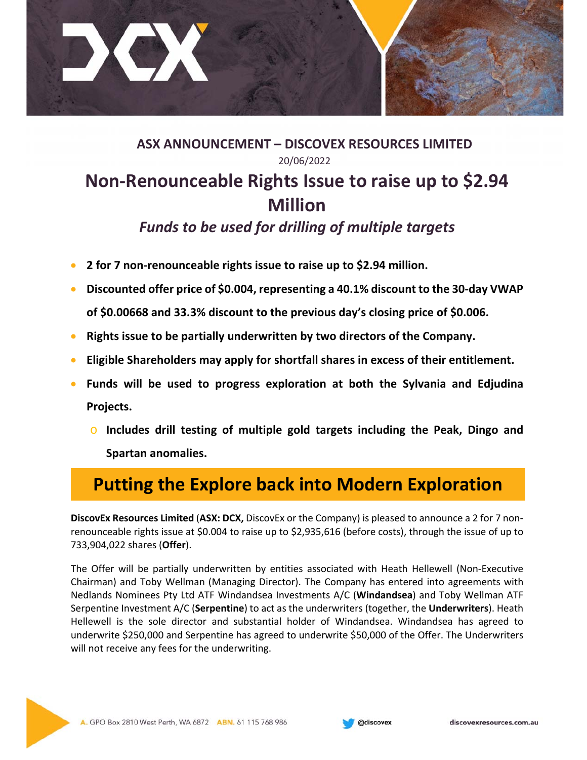**ASX ANNOUNCEMENT – DISCOVEX RESOURCES LIMITED**

20/06/2022

# Non-Renounceable Rights Issue to raise up to $2.94 Million

## *Funds to be used for drilling of multiple targets*

- **2 for 7 non-renounceable rights issue to raise up to $2.94 million.**
- **Discounted offer price of $0.004, representing a 40.1% discount to the 30-day VWAP of $0.00668 and 33.3% discount to the previous day's closing price of $0.006.**
- **Rights issue to be partially underwritten by two directors of the Company.**
- **Eligible Shareholders may apply for shortfall shares in excess of their entitlement.**
- **Funds will be used to progress exploration at both the Sylvania and Edjudina Projects.**
  - **Includes drill testing of multiple gold targets including the Peak, Dingo and Spartan anomalies.**

## Putting the Explore back into Modern Exploration

**DiscovEx Resources Limited** (**ASX: DCX,** DiscovEx or the Company) is pleased to announce a 2 for 7 non-renounceable rights issue at $0.004 to raise up to $2,935,616 (before costs), through the issue of up to 733,904,022 shares (**Offer**).

The Offer will be partially underwritten by entities associated with Heath Hellewell (Non-Executive Chairman) and Toby Wellman (Managing Director). The Company has entered into agreements with Nedlands Nominees Pty Ltd ATF Windandsea Investments A/C (**Windandsea**) and Toby Wellman ATF Serpentine Investment A/C (**Serpentine**) to act as the underwriters (together, the **Underwriters**). Heath Hellewell is the sole director and substantial holder of Windandsea. Windandsea has agreed to underwrite $250,000 and Serpentine has agreed to underwrite $50,000 of the Offer. The Underwriters will not receive any fees for the underwriting.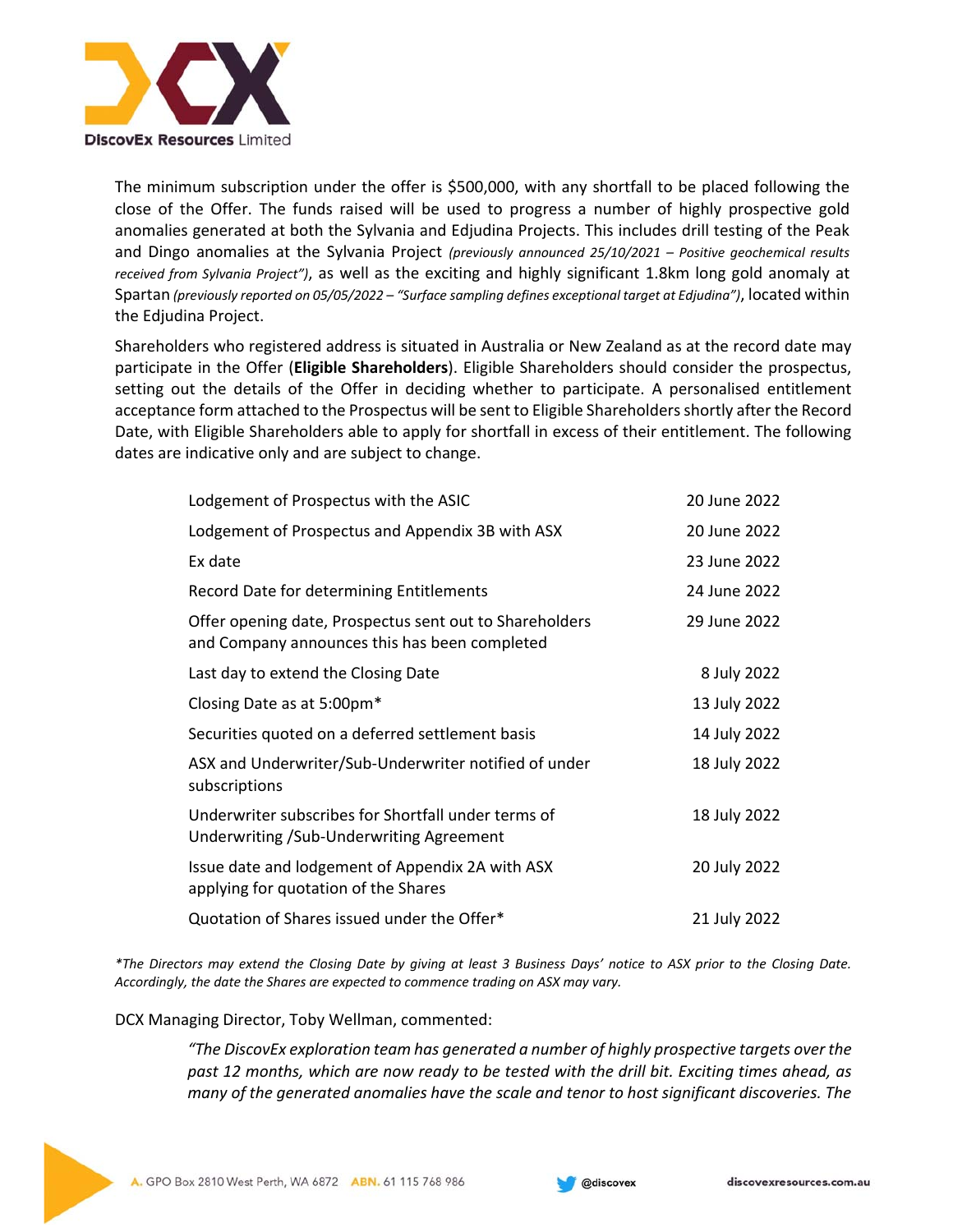The minimum subscription under the offer is $500,000, with any shortfall to be placed following the close of the Offer. The funds raised will be used to progress a number of highly prospective gold anomalies generated at both the Sylvania and Edjudina Projects. This includes drill testing of the Peak and Dingo anomalies at the Sylvania Project *(previously announced 25/10/2021 – Positive geochemical results received from Sylvania Project")*, as well as the exciting and highly significant 1.8km long gold anomaly at Spartan *(previously reported on 05/05/2022 – "Surface sampling defines exceptional target at Edjudina")*, located within the Edjudina Project.

Shareholders who registered address is situated in Australia or New Zealand as at the record date may participate in the Offer (**Eligible Shareholders**). Eligible Shareholders should consider the prospectus, setting out the details of the Offer in deciding whether to participate. A personalised entitlement acceptance form attached to the Prospectus will be sent to Eligible Shareholders shortly after the Record Date, with Eligible Shareholders able to apply for shortfall in excess of their entitlement. The following dates are indicative only and are subject to change.

| | |
|---|---|
| Lodgement of Prospectus with the ASIC | 20 June 2022 |
| Lodgement of Prospectus and Appendix 3B with ASX | 20 June 2022 |
| Ex date | 23 June 2022 |
| Record Date for determining Entitlements | 24 June 2022 |
| Offer opening date, Prospectus sent out to Shareholders and Company announces this has been completed | 29 June 2022 |
| Last day to extend the Closing Date | 8 July 2022 |
| Closing Date as at 5:00pm* | 13 July 2022 |
| Securities quoted on a deferred settlement basis | 14 July 2022 |
| ASX and Underwriter/Sub-Underwriter notified of under subscriptions | 18 July 2022 |
| Underwriter subscribes for Shortfall under terms of Underwriting /Sub-Underwriting Agreement | 18 July 2022 |
| Issue date and lodgement of Appendix 2A with ASX applying for quotation of the Shares | 20 July 2022 |
| Quotation of Shares issued under the Offer* | 21 July 2022 |

*\*The Directors may extend the Closing Date by giving at least 3 Business Days' notice to ASX prior to the Closing Date. Accordingly, the date the Shares are expected to commence trading on ASX may vary.*

DCX Managing Director, Toby Wellman, commented:

> *"The DiscovEx exploration team has generated a number of highly prospective targets over the past 12 months, which are now ready to be tested with the drill bit. Exciting times ahead, as many of the generated anomalies have the scale and tenor to host significant discoveries. The*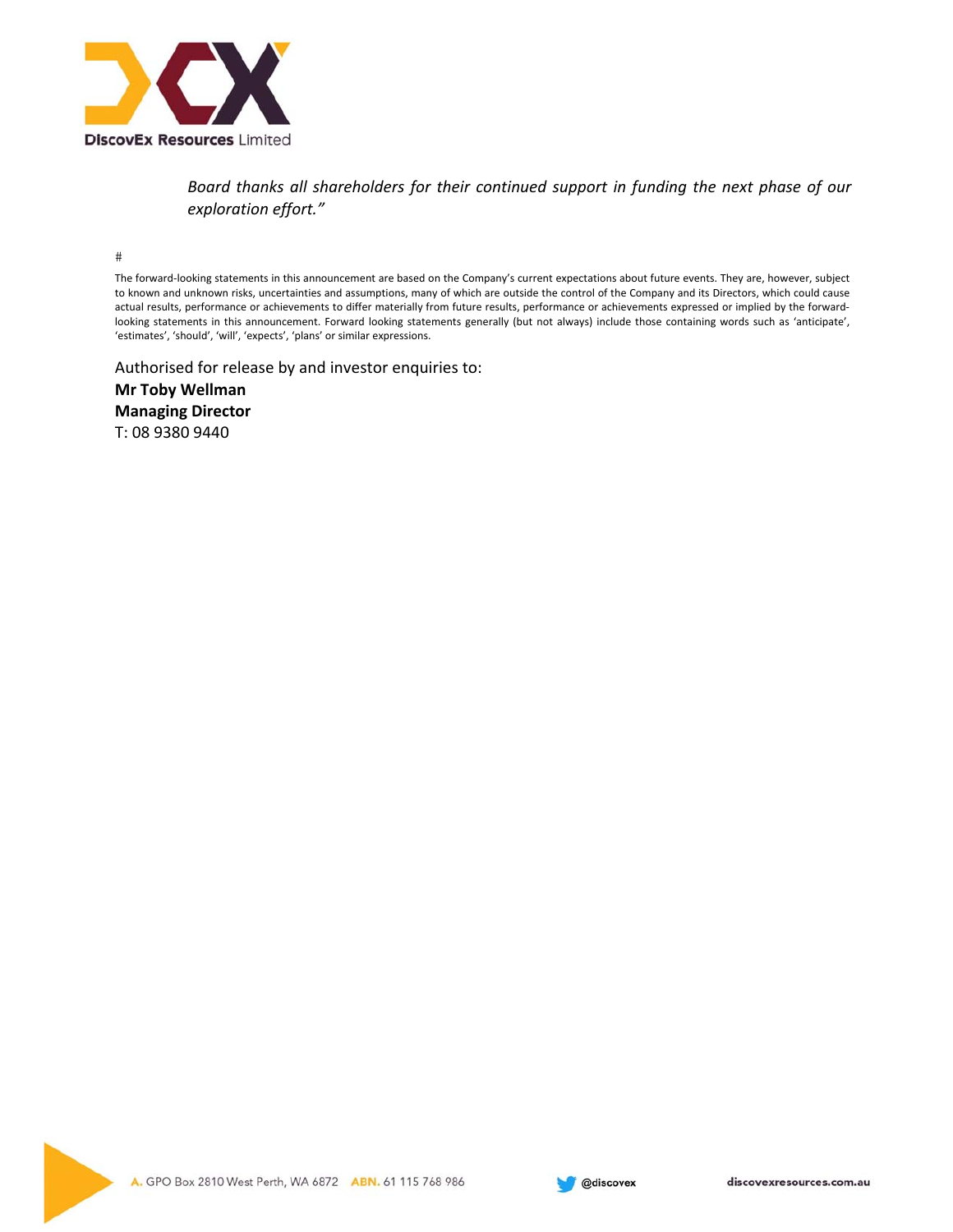*Board thanks all shareholders for their continued support in funding the next phase of our exploration effort."*

#

The forward-looking statements in this announcement are based on the Company's current expectations about future events. They are, however, subject to known and unknown risks, uncertainties and assumptions, many of which are outside the control of the Company and its Directors, which could cause actual results, performance or achievements to differ materially from future results, performance or achievements expressed or implied by the forward-looking statements in this announcement. Forward looking statements generally (but not always) include those containing words such as 'anticipate', 'estimates', 'should', 'will', 'expects', 'plans' or similar expressions.

Authorised for release by and investor enquiries to:
**Mr Toby Wellman**
**Managing Director**
T: 08 9380 9440